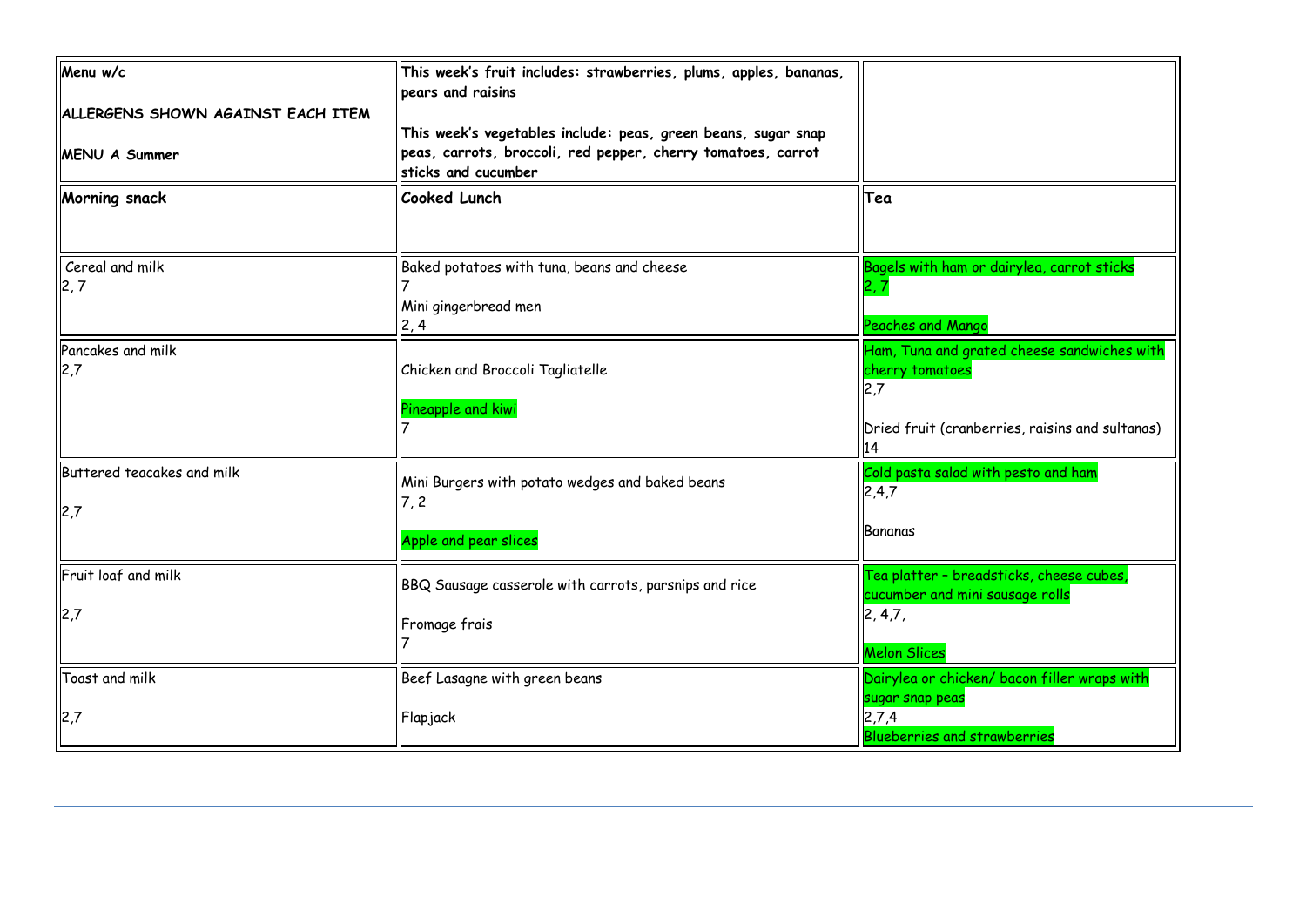| Menu w/c<br><br>ALLERGENS SHOWN AGAINST EACH ITEM<br><br>MENU A Summer | This week's fruit includes: strawberries, plums, apples, bananas, pears and raisins<br><br>This week's vegetables include: peas, green beans, sugar snap peas, carrots, broccoli, red pepper, cherry tomatoes, carrot sticks and cucumber | |
|---|---|---|
| **Morning snack** | **Cooked Lunch** | **Tea** |
| Cereal and milk<br>2, 7 | Baked potatoes with tuna, beans and cheese<br>7<br>Mini gingerbread men<br>2, 4 | Bagels with ham or dairylea, carrot sticks<br>2, 7<br><br>Peaches and Mango |
| Pancakes and milk<br>2,7 | Chicken and Broccoli Tagliatelle<br><br>Pineapple and kiwi<br>7 | Ham, Tuna and grated cheese sandwiches with cherry tomatoes<br>2,7<br><br>Dried fruit (cranberries, raisins and sultanas)<br>14 |
| Buttered teacakes and milk<br><br>2,7 | Mini Burgers with potato wedges and baked beans<br>7, 2<br><br>Apple and pear slices | Cold pasta salad with pesto and ham<br>2,4,7<br><br>Bananas |
| Fruit loaf and milk<br><br>2,7 | BBQ Sausage casserole with carrots, parsnips and rice<br><br>Fromage frais<br>7 | Tea platter – breadsticks, cheese cubes, cucumber and mini sausage rolls<br>2, 4,7,<br><br>Melon Slices |
| Toast and milk<br><br>2,7 | Beef Lasagne with green beans<br><br>Flapjack | Dairylea or chicken/ bacon filler wraps with sugar snap peas<br>2,7,4<br>Blueberries and strawberries |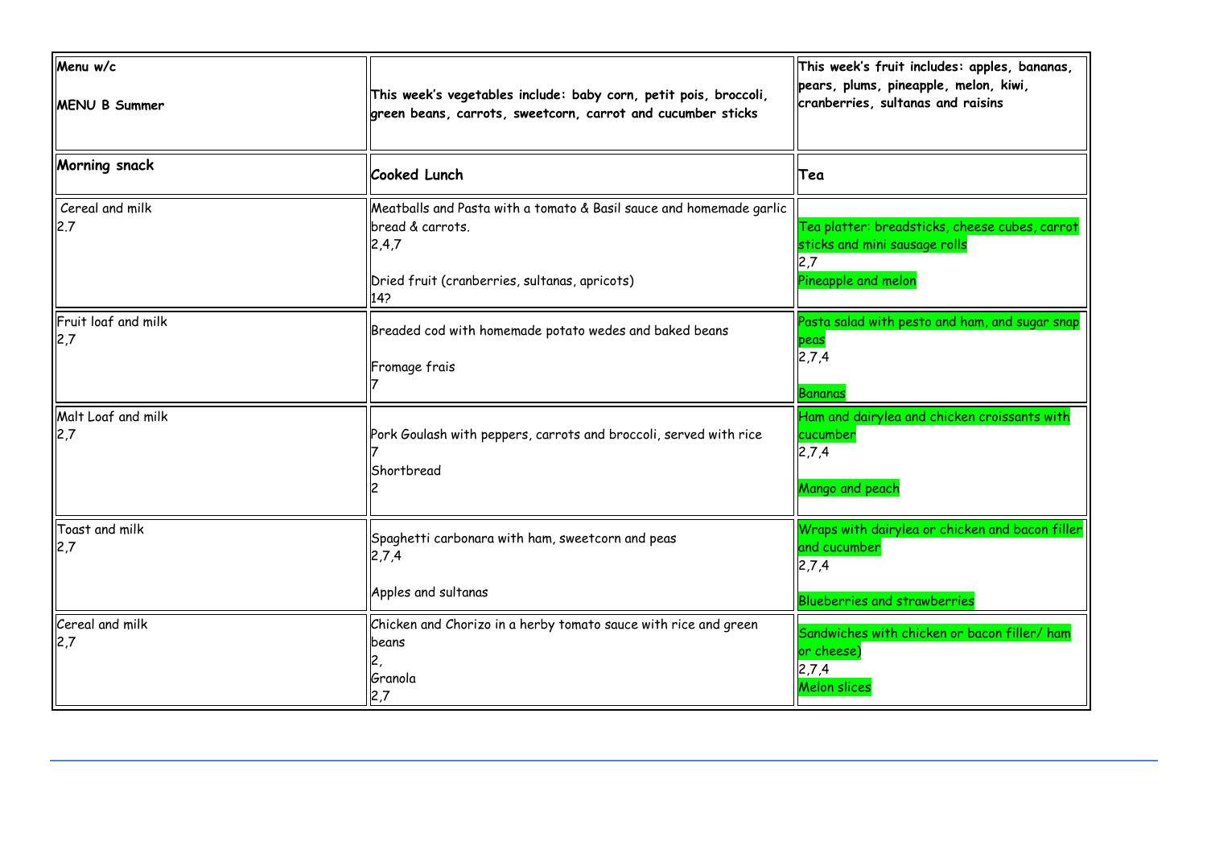| Menu w/c<br><br>MENU B Summer | This week's vegetables include: baby corn, petit pois, broccoli, green beans, carrots, sweetcorn, carrot and cucumber sticks | This week's fruit includes: apples, bananas, pears, plums, pineapple, melon, kiwi, cranberries, sultanas and raisins |
|---|---|---|
| **Morning snack** | **Cooked Lunch** | **Tea** |
| Cereal and milk<br>2,7 | Meatballs and Pasta with a tomato & Basil sauce and homemade garlic bread & carrots.<br>2,4,7<br><br>Dried fruit (cranberries, sultanas, apricots)<br>14? | Tea platter: breadsticks, cheese cubes, carrot sticks and mini sausage rolls<br>2,7<br>Pineapple and melon |
| Fruit loaf and milk<br>2,7 | Breaded cod with homemade potato wedes and baked beans<br><br>Fromage frais<br>7 | Pasta salad with pesto and ham, and sugar snap peas<br>2,7,4<br><br>Bananas |
| Malt Loaf and milk<br>2,7 | Pork Goulash with peppers, carrots and broccoli, served with rice<br>7<br>Shortbread<br>2 | Ham and dairylea and chicken croissants with cucumber<br>2,7,4<br><br>Mango and peach |
| Toast and milk<br>2,7 | Spaghetti carbonara with ham, sweetcorn and peas<br>2,7,4<br><br>Apples and sultanas | Wraps with dairylea or chicken and bacon filler and cucumber<br>2,7,4<br><br>Blueberries and strawberries |
| Cereal and milk<br>2,7 | Chicken and Chorizo in a herby tomato sauce with rice and green beans<br>2,<br>Granola<br>2,7 | Sandwiches with chicken or bacon filler/ ham or cheese)<br>2,7,4<br>Melon slices |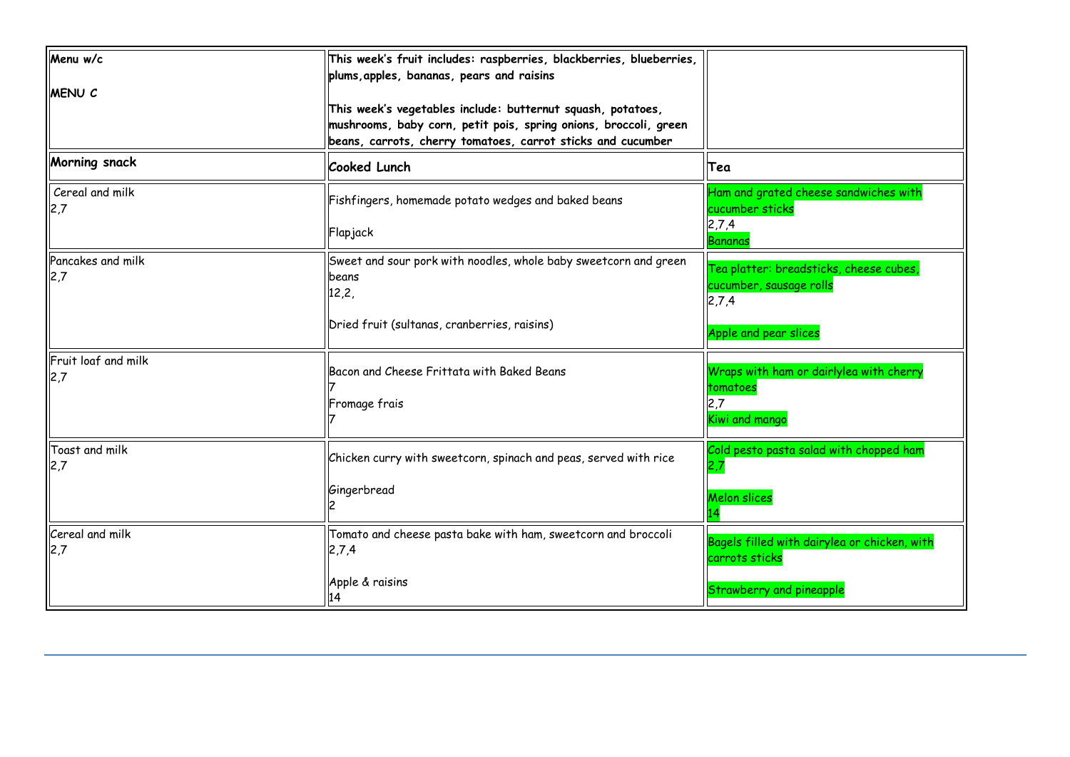| Menu w/c<br><br>**MENU C** | **This week's fruit includes: raspberries, blackberries, blueberries, plums, apples, bananas, pears and raisins**<br><br>**This week's vegetables include: butternut squash, potatoes, mushrooms, baby corn, petit pois, spring onions, broccoli, green beans, carrots, cherry tomatoes, carrot sticks and cucumber** | |
|---|---|---|
| **Morning snack** | **Cooked Lunch** | **Tea** |
| Cereal and milk<br>2,7 | Fishfingers, homemade potato wedges and baked beans<br><br>Flapjack | Ham and grated cheese sandwiches with cucumber sticks<br>2,7,4<br>Bananas |
| Pancakes and milk<br>2,7 | Sweet and sour pork with noodles, whole baby sweetcorn and green beans<br>12,2,<br><br>Dried fruit (sultanas, cranberries, raisins) | Tea platter: breadsticks, cheese cubes, cucumber, sausage rolls<br>2,7,4<br><br>Apple and pear slices |
| Fruit loaf and milk<br>2,7 | Bacon and Cheese Frittata with Baked Beans<br>7<br>Fromage frais<br>7 | Wraps with ham or dairylea with cherry tomatoes<br>2,7<br>Kiwi and mango |
| Toast and milk<br>2,7 | Chicken curry with sweetcorn, spinach and peas, served with rice<br><br>Gingerbread<br>2 | Cold pesto pasta salad with chopped ham<br>2,7<br><br>Melon slices<br>14 |
| Cereal and milk<br>2,7 | Tomato and cheese pasta bake with ham, sweetcorn and broccoli<br>2,7,4<br><br>Apple & raisins<br>14 | Bagels filled with dairylea or chicken, with carrots sticks<br><br>Strawberry and pineapple |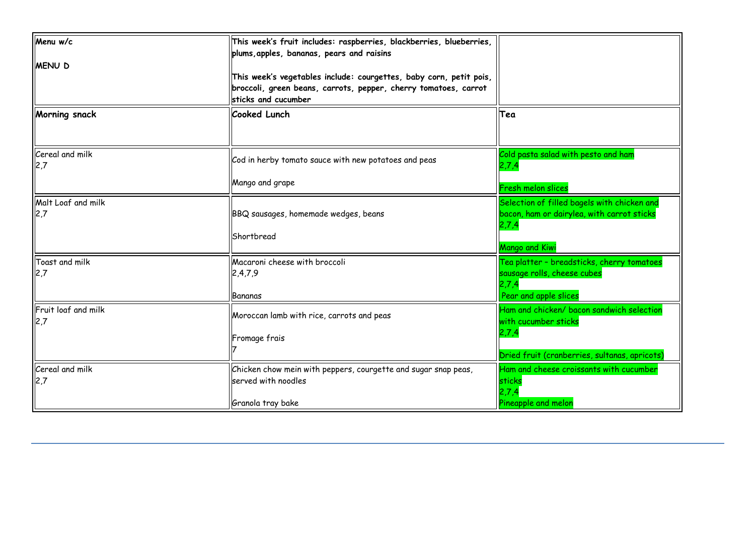| | | |
|---|---|---|
| Menu w/c<br><br>**MENU D** | **This week's fruit includes: raspberries, blackberries, blueberries, plums, apples, bananas, pears and raisins**<br><br>**This week's vegetables include: courgettes, baby corn, petit pois, broccoli, green beans, carrots, pepper, cherry tomatoes, carrot sticks and cucumber** | |
| **Morning snack** | **Cooked Lunch** | **Tea** |
| Cereal and milk<br>2,7 | Cod in herby tomato sauce with new potatoes and peas<br><br>Mango and grape | Cold pasta salad with pesto and ham<br>2,7,4<br><br>Fresh melon slices |
| Malt Loaf and milk<br>2,7 | BBQ sausages, homemade wedges, beans<br><br>Shortbread | Selection of filled bagels with chicken and bacon, ham or dairylea, with carrot sticks<br>2,7,4<br><br>Mango and Kiwi |
| Toast and milk<br>2,7 | Macaroni cheese with broccoli<br>2,4,7,9<br><br>Bananas | Tea platter – breadsticks, cherry tomatoes sausage rolls, cheese cubes<br>2,7,4<br>Pear and apple slices |
| Fruit loaf and milk<br>2,7 | Moroccan lamb with rice, carrots and peas<br><br>Fromage frais<br>7 | Ham and chicken/ bacon sandwich selection with cucumber sticks<br>2,7,4<br><br>Dried fruit (cranberries, sultanas, apricots) |
| Cereal and milk<br>2,7 | Chicken chow mein with peppers, courgette and sugar snap peas, served with noodles<br><br>Granola tray bake | Ham and cheese croissants with cucumber sticks<br>2,7,4<br>Pineapple and melon |